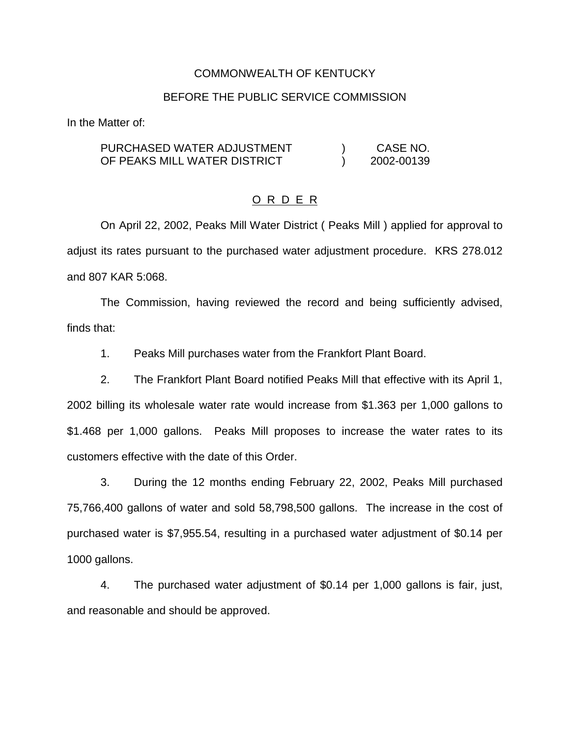COMMONWEALTH OF KENTUCKY

BEFORE THE PUBLIC SERVICE COMMISSION

In the Matter of:

| | | |
|---|---|---|
| PURCHASED WATER ADJUSTMENT OF PEAKS MILL WATER DISTRICT | ) ) | CASE NO. 2002-00139 |

## O R D E R

On April 22, 2002, Peaks Mill Water District ( Peaks Mill ) applied for approval to adjust its rates pursuant to the purchased water adjustment procedure. KRS 278.012 and 807 KAR 5:068.

The Commission, having reviewed the record and being sufficiently advised, finds that:

1. Peaks Mill purchases water from the Frankfort Plant Board.

2. The Frankfort Plant Board notified Peaks Mill that effective with its April 1, 2002 billing its wholesale water rate would increase from $1.363 per 1,000 gallons to $1.468 per 1,000 gallons. Peaks Mill proposes to increase the water rates to its customers effective with the date of this Order.

3. During the 12 months ending February 22, 2002, Peaks Mill purchased 75,766,400 gallons of water and sold 58,798,500 gallons. The increase in the cost of purchased water is $7,955.54, resulting in a purchased water adjustment of $0.14 per 1000 gallons.

4. The purchased water adjustment of $0.14 per 1,000 gallons is fair, just, and reasonable and should be approved.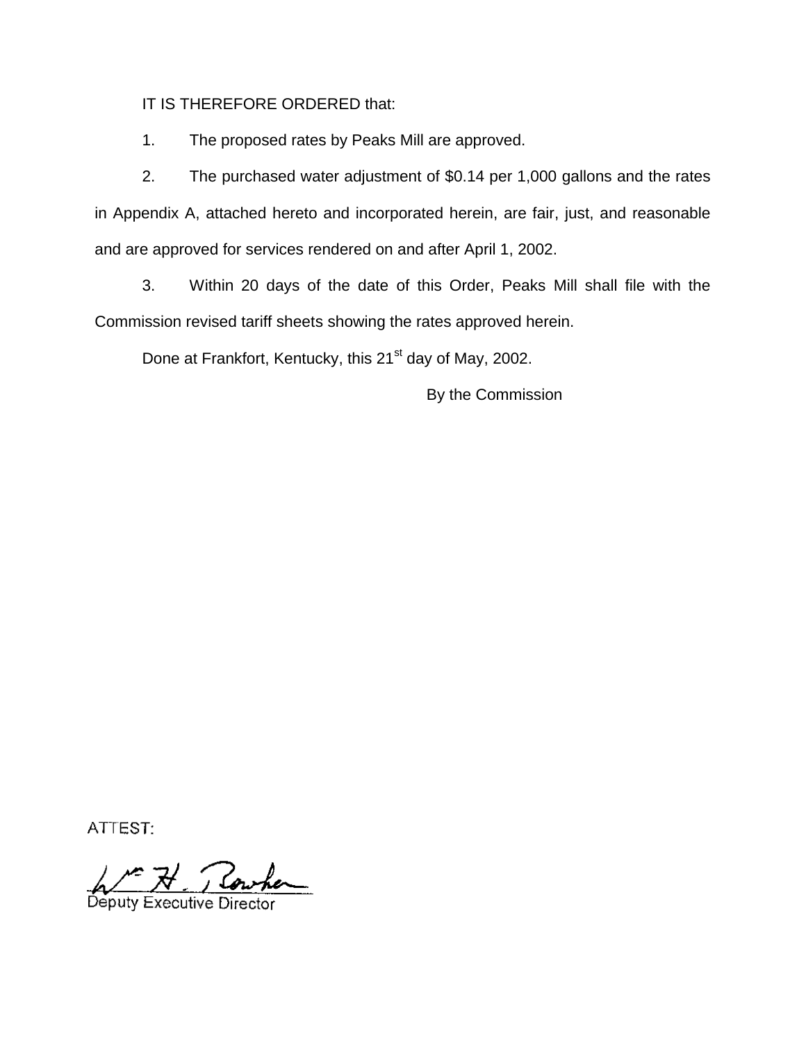IT IS THEREFORE ORDERED that:

1. The proposed rates by Peaks Mill are approved.

2. The purchased water adjustment of $0.14 per 1,000 gallons and the rates in Appendix A, attached hereto and incorporated herein, are fair, just, and reasonable and are approved for services rendered on and after April 1, 2002.

3. Within 20 days of the date of this Order, Peaks Mill shall file with the Commission revised tariff sheets showing the rates approved herein.

Done at Frankfort, Kentucky, this 21st day of May, 2002.

By the Commission

ATTEST:

Deputy Executive Director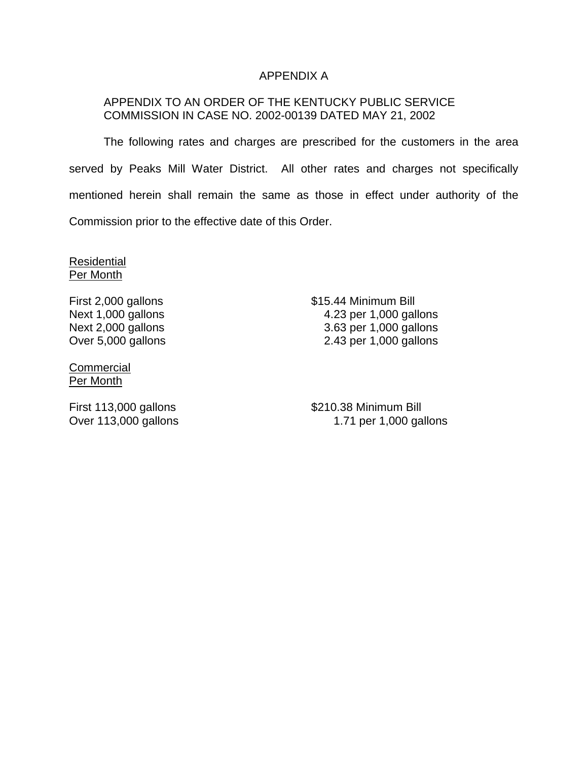# APPENDIX A

APPENDIX TO AN ORDER OF THE KENTUCKY PUBLIC SERVICE COMMISSION IN CASE NO. 2002-00139 DATED MAY 21, 2002

The following rates and charges are prescribed for the customers in the area served by Peaks Mill Water District. All other rates and charges not specifically mentioned herein shall remain the same as those in effect under authority of the Commission prior to the effective date of this Order.

<u>Residential</u>
<u>Per Month</u>

| | |
|---|---|
| First 2,000 gallons | $15.44 Minimum Bill |
| Next 1,000 gallons | 4.23 per 1,000 gallons |
| Next 2,000 gallons | 3.63 per 1,000 gallons |
| Over 5,000 gallons | 2.43 per 1,000 gallons |

<u>Commercial</u>
<u>Per Month</u>

| | |
|---|---|
| First 113,000 gallons | $210.38 Minimum Bill |
| Over 113,000 gallons | 1.71 per 1,000 gallons |